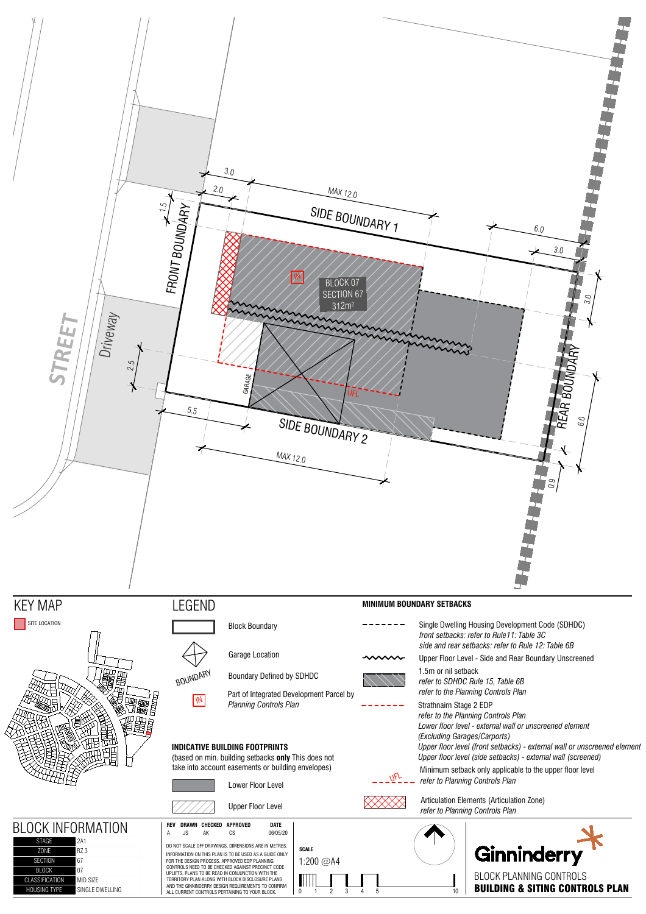STREET

Driveway

FRONT BOUNDARY

SIDE BOUNDARY 1

SIDE BOUNDARY 2

REAR BOUNDARY

BLOCK 07
SECTION 67
312m²

GARAGE

UFL

3.0
2.0
1.5
MAX 12.0
6.0
3.0
3.0
2.5
5.5
MAX 12.0
6.0
0.9

## KEY MAP

SITE LOCATION

## LEGEND

- Block Boundary
- Garage Location
- BOUNDARY — Boundary Defined by SDHDC
- IN — Part of Integrated Development Parcel by *Planning Controls Plan*

**INDICATIVE BUILDING FOOTPRINTS**
(based on min. building setbacks **only** This does not take into account easements or building envelopes)

- Lower Floor Level
- Upper Floor Level

**MINIMUM BOUNDARY SETBACKS**

- Single Dwelling Housing Development Code (SDHDC)
  *front setbacks: refer to Rule11: Table 3C*
  *side and rear setbacks: refer to Rule 12: Table 6B*
- Upper Floor Level - Side and Rear Boundary Unscreened
- 1.5m or nil setback
  *refer to SDHDC Rule 15, Table 6B*
  *refer to the Planning Controls Plan*
- Strathnairn Stage 2 EDP
  *refer to the Planning Controls Plan*
  *Lower floor level - external wall or unscreened element (Excluding Garages/Carports)*
  *Upper floor level (front setbacks) - external wall or unscreened element*
  *Upper floor level (side setbacks) - external wall (screened)*
- UFL — Minimum setback only applicable to the upper floor level
  *refer to Planning Controls Plan*
- Articulation Elements (Articulation Zone)
  *refer to Planning Controls Plan*

## BLOCK INFORMATION

| | |
|---|---|
| STAGE | 2A1 |
| ZONE | RZ 3 |
| SECTION | 67 |
| BLOCK | 07 |
| CLASSIFICATION | MID SIZE |
| HOUSING TYPE | SINGLE DWELLING |

| REV | DRAWN | CHECKED | APPROVED | DATE |
|---|---|---|---|---|
| A | JS | AK | CS | 06/05/20 |

DO NOT SCALE OFF DRAWINGS. DIMENSIONS ARE IN METRES.
INFORMATION ON THIS PLAN IS TO BE USED AS A GUIDE ONLY FOR THE DESIGN PROCESS. APPROVED EDP PLANNING CONTROLS NEED TO BE CHECKED AGAINST PRECINCT CODE UPLIFTS. PLANS TO BE READ IN CONJUNCTION WITH THE TERRITORY PLAN ALONG WITH BLOCK DISCLOSURE PLANS AND THE GINNINDERRY DESIGN REQUIREMENTS TO CONFIRM ALL CURRENT CONTROLS PERTAINING TO YOUR BLOCK.

**SCALE**
1:200 @A4

0 1 2 3 4 5 10

Ginninderry

BLOCK PLANNING CONTROLS
**BUILDING & SITING CONTROLS PLAN**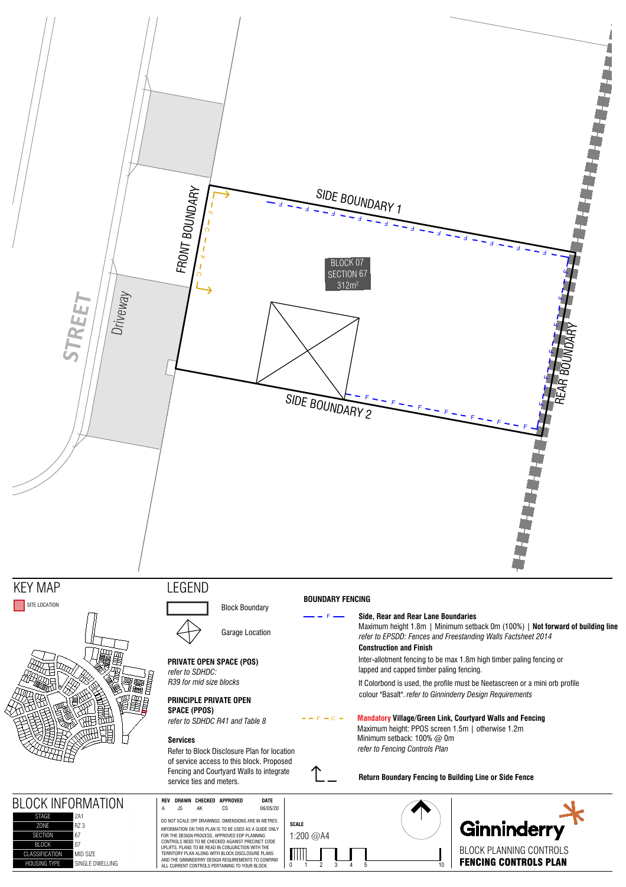STREET

Driveway

FRONT BOUNDARY

SIDE BOUNDARY 1

BLOCK 07
SECTION 67
312m²

SIDE BOUNDARY 2

REAR BOUNDARY

## KEY MAP

SITE LOCATION

## LEGEND

Block Boundary

Garage Location

**PRIVATE OPEN SPACE (POS)**
*refer to SDHDC:*
*R39 for mid size blocks*

**PRINCIPLE PRIVATE OPEN SPACE (PPOS)**
*refer to SDHDC R41 and Table 8*

**Services**
Refer to Block Disclosure Plan for location of service access to this block. Proposed Fencing and Courtyard Walls to integrate service ties and meters.

**BOUNDARY FENCING**

**Side, Rear and Rear Lane Boundaries**
Maximum height 1.8m | Minimum setback 0m (100%) | **Not forward of building line**
*refer to EPSDD: Fences and Freestanding Walls Factsheet 2014*

**Construction and Finish**
Inter-allotment fencing to be max 1.8m high timber paling fencing or lapped and capped timber paling fencing.

If Colorbond is used, the profile must be Neetascreen or a mini orb profile colour "Basalt". *refer to Ginninderry Design Requirements*

**Mandatory Village/Green Link, Courtyard Walls and Fencing**
Maximum height: PPOS screen 1.5m | otherwise 1.2m
Minimum setback: 100% @ 0m
*refer to Fencing Controls Plan*

**Return Boundary Fencing to Building Line or Side Fence**

## BLOCK INFORMATION

| | |
|---|---|
| STAGE | 2A1 |
| ZONE | RZ 3 |
| SECTION | 67 |
| BLOCK | 07 |
| CLASSIFICATION | MID SIZE |
| HOUSING TYPE | SINGLE DWELLING |

| REV | DRAWN | CHECKED | APPROVED | DATE |
|---|---|---|---|---|
| A | JS | AK | CS | 06/05/20 |

DO NOT SCALE OFF DRAWINGS. DIMENSIONS ARE IN METRES.
INFORMATION ON THIS PLAN IS TO BE USED AS A GUIDE ONLY FOR THE DESIGN PROCESS. APPROVED EDP PLANNING CONTROLS NEED TO BE CHECKED AGAINST PRECINCT CODE UPLIFTS. PLANS TO BE READ IN CONJUNCTION WITH THE TERRITORY PLAN ALONG WITH BLOCK DISCLOSURE PLANS AND THE GINNINDERRY DESIGN REQUIREMENTS TO CONFIRM ALL CURRENT CONTROLS PERTAINING TO YOUR BLOCK.

**SCALE**
1:200 @A4

0 1 2 3 4 5 10

Ginninderry

BLOCK PLANNING CONTROLS
**FENCING CONTROLS PLAN**